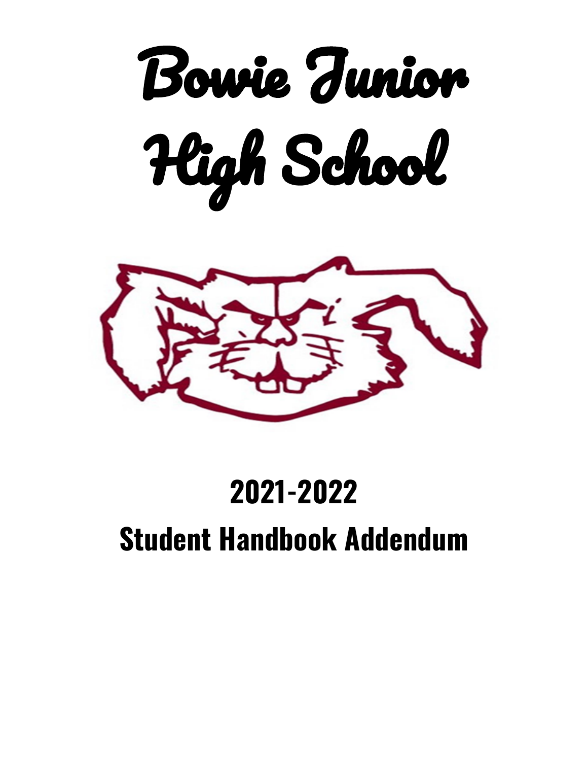# Bowie Junior High School

## 2021-2022

## Student Handbook Addendum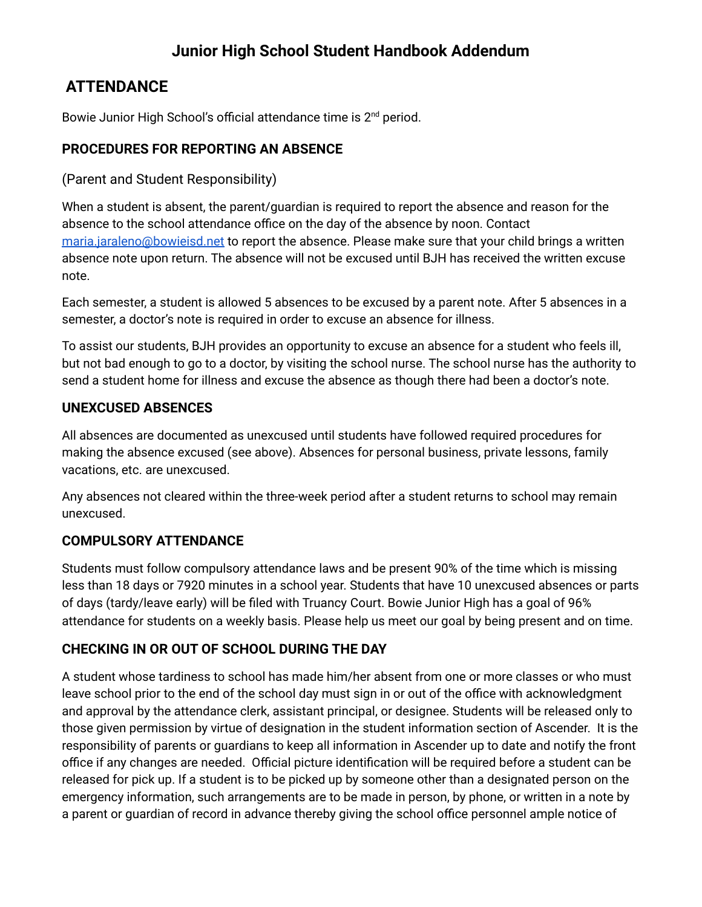# Junior High School Student Handbook Addendum

## ATTENDANCE

Bowie Junior High School's official attendance time is 2nd period.

### PROCEDURES FOR REPORTING AN ABSENCE

(Parent and Student Responsibility)

When a student is absent, the parent/guardian is required to report the absence and reason for the absence to the school attendance office on the day of the absence by noon. Contact maria.jaraleno@bowieisd.net to report the absence. Please make sure that your child brings a written absence note upon return. The absence will not be excused until BJH has received the written excuse note.

Each semester, a student is allowed 5 absences to be excused by a parent note. After 5 absences in a semester, a doctor's note is required in order to excuse an absence for illness.

To assist our students, BJH provides an opportunity to excuse an absence for a student who feels ill, but not bad enough to go to a doctor, by visiting the school nurse. The school nurse has the authority to send a student home for illness and excuse the absence as though there had been a doctor's note.

### UNEXCUSED ABSENCES

All absences are documented as unexcused until students have followed required procedures for making the absence excused (see above). Absences for personal business, private lessons, family vacations, etc. are unexcused.

Any absences not cleared within the three-week period after a student returns to school may remain unexcused.

### COMPULSORY ATTENDANCE

Students must follow compulsory attendance laws and be present 90% of the time which is missing less than 18 days or 7920 minutes in a school year. Students that have 10 unexcused absences or parts of days (tardy/leave early) will be filed with Truancy Court. Bowie Junior High has a goal of 96% attendance for students on a weekly basis. Please help us meet our goal by being present and on time.

### CHECKING IN OR OUT OF SCHOOL DURING THE DAY

A student whose tardiness to school has made him/her absent from one or more classes or who must leave school prior to the end of the school day must sign in or out of the office with acknowledgment and approval by the attendance clerk, assistant principal, or designee. Students will be released only to those given permission by virtue of designation in the student information section of Ascender. It is the responsibility of parents or guardians to keep all information in Ascender up to date and notify the front office if any changes are needed. Official picture identification will be required before a student can be released for pick up. If a student is to be picked up by someone other than a designated person on the emergency information, such arrangements are to be made in person, by phone, or written in a note by a parent or guardian of record in advance thereby giving the school office personnel ample notice of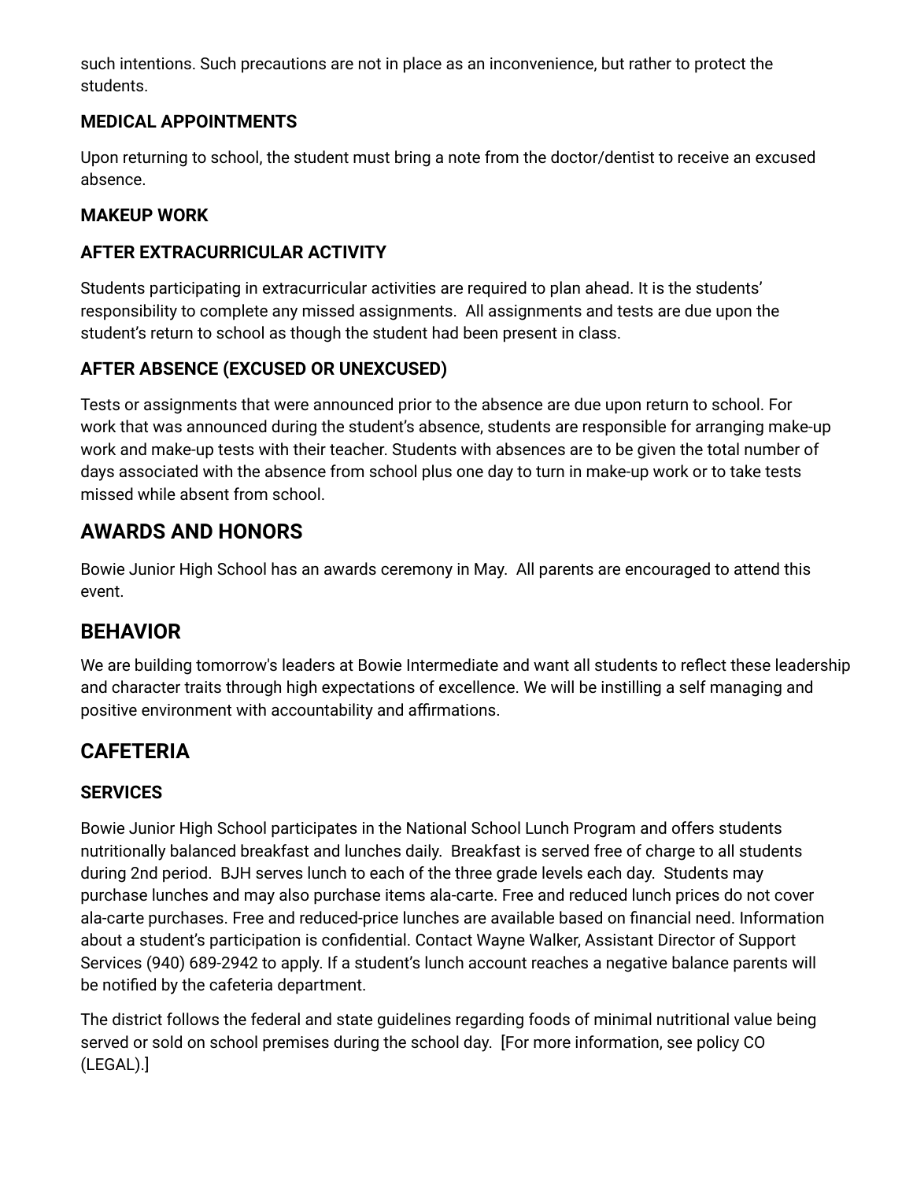such intentions. Such precautions are not in place as an inconvenience, but rather to protect the students.

### MEDICAL APPOINTMENTS

Upon returning to school, the student must bring a note from the doctor/dentist to receive an excused absence.

### MAKEUP WORK

### AFTER EXTRACURRICULAR ACTIVITY

Students participating in extracurricular activities are required to plan ahead. It is the students' responsibility to complete any missed assignments. All assignments and tests are due upon the student's return to school as though the student had been present in class.

### AFTER ABSENCE (EXCUSED OR UNEXCUSED)

Tests or assignments that were announced prior to the absence are due upon return to school. For work that was announced during the student's absence, students are responsible for arranging make-up work and make-up tests with their teacher. Students with absences are to be given the total number of days associated with the absence from school plus one day to turn in make-up work or to take tests missed while absent from school.

## AWARDS AND HONORS

Bowie Junior High School has an awards ceremony in May. All parents are encouraged to attend this event.

## BEHAVIOR

We are building tomorrow's leaders at Bowie Intermediate and want all students to reflect these leadership and character traits through high expectations of excellence. We will be instilling a self managing and positive environment with accountability and affirmations.

## CAFETERIA

### SERVICES

Bowie Junior High School participates in the National School Lunch Program and offers students nutritionally balanced breakfast and lunches daily. Breakfast is served free of charge to all students during 2nd period. BJH serves lunch to each of the three grade levels each day. Students may purchase lunches and may also purchase items ala-carte. Free and reduced lunch prices do not cover ala-carte purchases. Free and reduced-price lunches are available based on financial need. Information about a student's participation is confidential. Contact Wayne Walker, Assistant Director of Support Services (940) 689-2942 to apply. If a student's lunch account reaches a negative balance parents will be notified by the cafeteria department.

The district follows the federal and state guidelines regarding foods of minimal nutritional value being served or sold on school premises during the school day. [For more information, see policy CO (LEGAL).]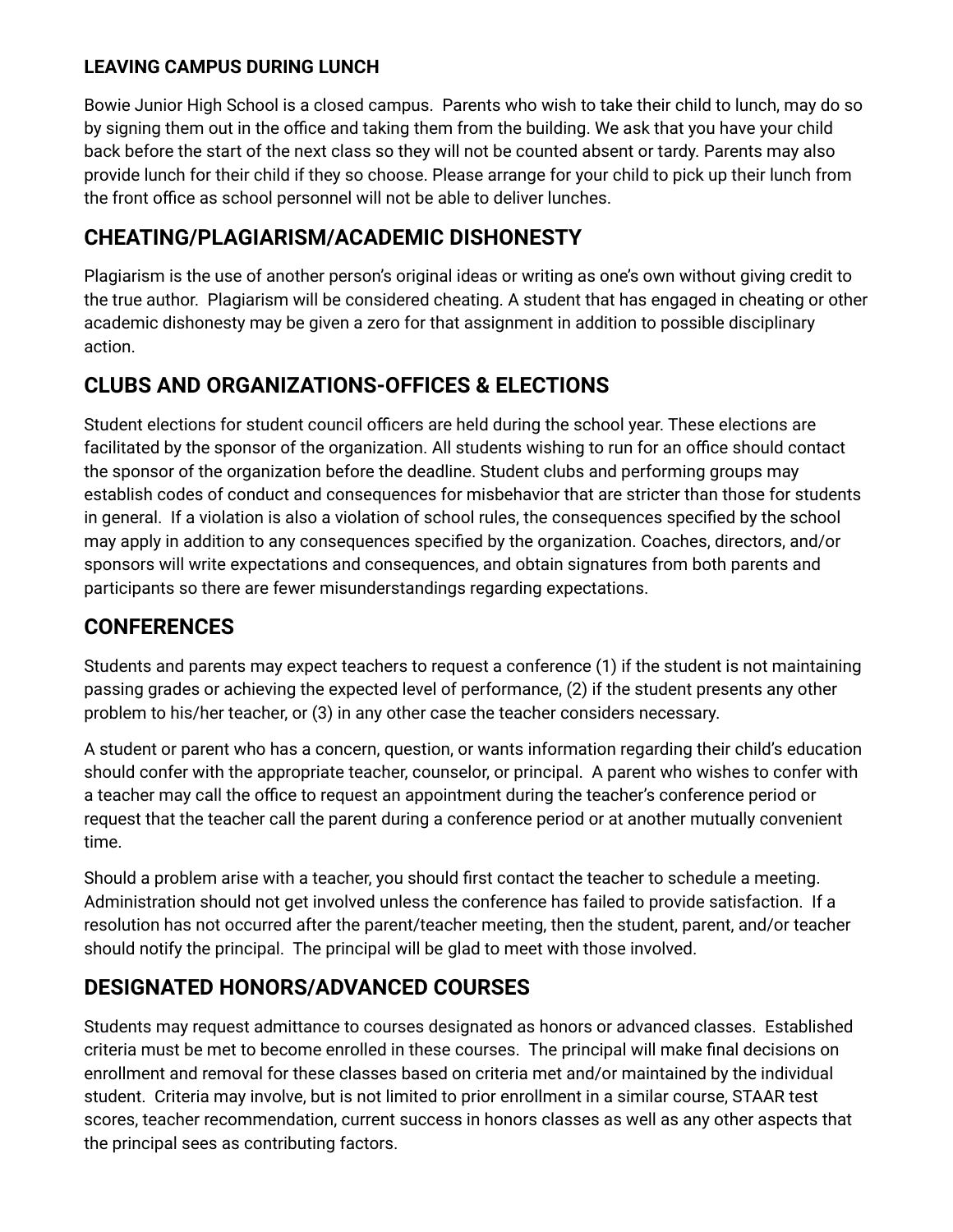**LEAVING CAMPUS DURING LUNCH**

Bowie Junior High School is a closed campus. Parents who wish to take their child to lunch, may do so by signing them out in the office and taking them from the building. We ask that you have your child back before the start of the next class so they will not be counted absent or tardy. Parents may also provide lunch for their child if they so choose. Please arrange for your child to pick up their lunch from the front office as school personnel will not be able to deliver lunches.

## CHEATING/PLAGIARISM/ACADEMIC DISHONESTY

Plagiarism is the use of another person's original ideas or writing as one's own without giving credit to the true author. Plagiarism will be considered cheating. A student that has engaged in cheating or other academic dishonesty may be given a zero for that assignment in addition to possible disciplinary action.

## CLUBS AND ORGANIZATIONS-OFFICES & ELECTIONS

Student elections for student council officers are held during the school year. These elections are facilitated by the sponsor of the organization. All students wishing to run for an office should contact the sponsor of the organization before the deadline. Student clubs and performing groups may establish codes of conduct and consequences for misbehavior that are stricter than those for students in general. If a violation is also a violation of school rules, the consequences specified by the school may apply in addition to any consequences specified by the organization. Coaches, directors, and/or sponsors will write expectations and consequences, and obtain signatures from both parents and participants so there are fewer misunderstandings regarding expectations.

## CONFERENCES

Students and parents may expect teachers to request a conference (1) if the student is not maintaining passing grades or achieving the expected level of performance, (2) if the student presents any other problem to his/her teacher, or (3) in any other case the teacher considers necessary.

A student or parent who has a concern, question, or wants information regarding their child's education should confer with the appropriate teacher, counselor, or principal. A parent who wishes to confer with a teacher may call the office to request an appointment during the teacher's conference period or request that the teacher call the parent during a conference period or at another mutually convenient time.

Should a problem arise with a teacher, you should first contact the teacher to schedule a meeting. Administration should not get involved unless the conference has failed to provide satisfaction. If a resolution has not occurred after the parent/teacher meeting, then the student, parent, and/or teacher should notify the principal. The principal will be glad to meet with those involved.

## DESIGNATED HONORS/ADVANCED COURSES

Students may request admittance to courses designated as honors or advanced classes. Established criteria must be met to become enrolled in these courses. The principal will make final decisions on enrollment and removal for these classes based on criteria met and/or maintained by the individual student. Criteria may involve, but is not limited to prior enrollment in a similar course, STAAR test scores, teacher recommendation, current success in honors classes as well as any other aspects that the principal sees as contributing factors.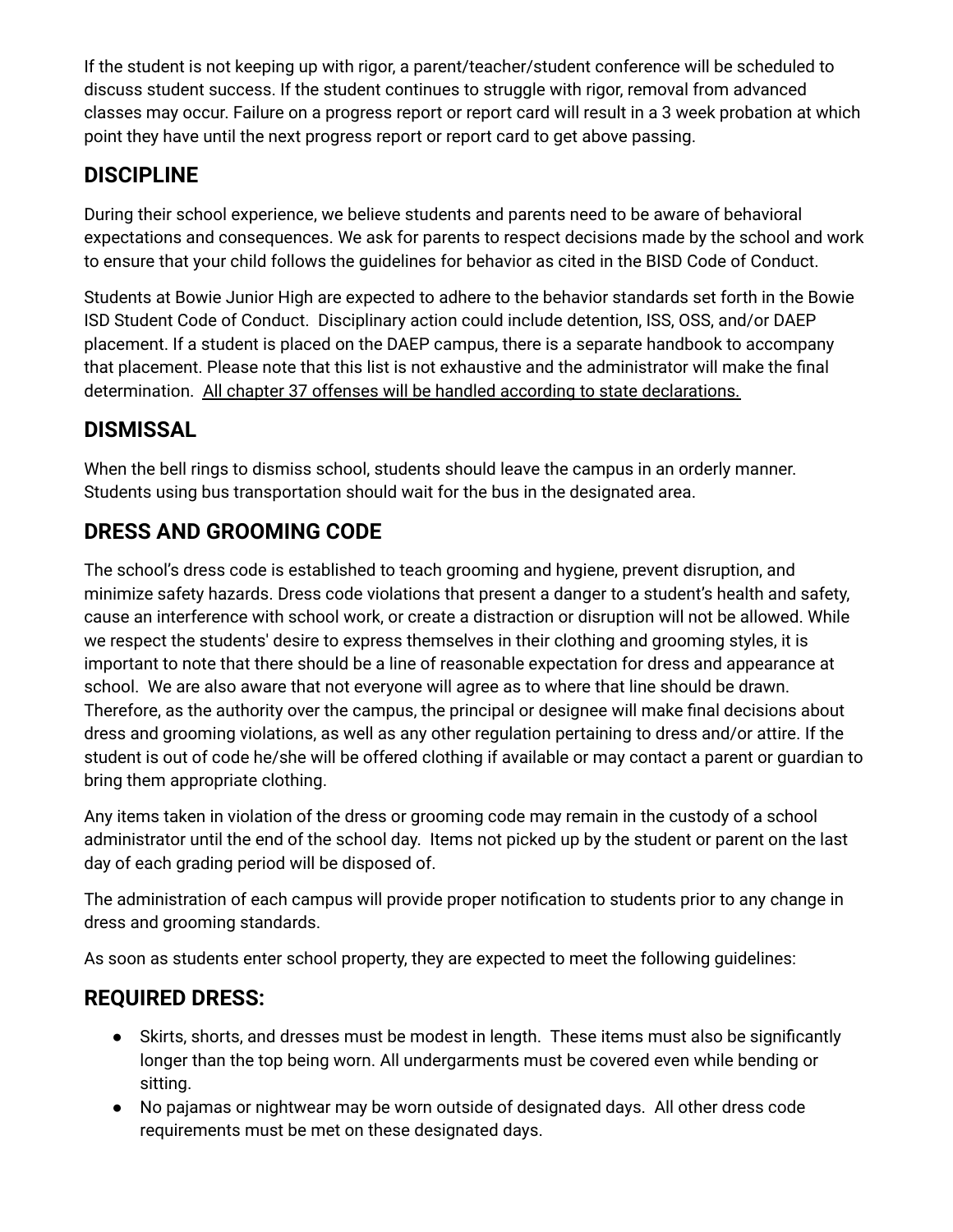If the student is not keeping up with rigor, a parent/teacher/student conference will be scheduled to discuss student success. If the student continues to struggle with rigor, removal from advanced classes may occur. Failure on a progress report or report card will result in a 3 week probation at which point they have until the next progress report or report card to get above passing.

## DISCIPLINE

During their school experience, we believe students and parents need to be aware of behavioral expectations and consequences. We ask for parents to respect decisions made by the school and work to ensure that your child follows the guidelines for behavior as cited in the BISD Code of Conduct.

Students at Bowie Junior High are expected to adhere to the behavior standards set forth in the Bowie ISD Student Code of Conduct. Disciplinary action could include detention, ISS, OSS, and/or DAEP placement. If a student is placed on the DAEP campus, there is a separate handbook to accompany that placement. Please note that this list is not exhaustive and the administrator will make the final determination. <u>All chapter 37 offenses will be handled according to state declarations.</u>

## DISMISSAL

When the bell rings to dismiss school, students should leave the campus in an orderly manner. Students using bus transportation should wait for the bus in the designated area.

## DRESS AND GROOMING CODE

The school's dress code is established to teach grooming and hygiene, prevent disruption, and minimize safety hazards. Dress code violations that present a danger to a student's health and safety, cause an interference with school work, or create a distraction or disruption will not be allowed. While we respect the students' desire to express themselves in their clothing and grooming styles, it is important to note that there should be a line of reasonable expectation for dress and appearance at school. We are also aware that not everyone will agree as to where that line should be drawn. Therefore, as the authority over the campus, the principal or designee will make final decisions about dress and grooming violations, as well as any other regulation pertaining to dress and/or attire. If the student is out of code he/she will be offered clothing if available or may contact a parent or guardian to bring them appropriate clothing.

Any items taken in violation of the dress or grooming code may remain in the custody of a school administrator until the end of the school day. Items not picked up by the student or parent on the last day of each grading period will be disposed of.

The administration of each campus will provide proper notification to students prior to any change in dress and grooming standards.

As soon as students enter school property, they are expected to meet the following guidelines:

## REQUIRED DRESS:

- Skirts, shorts, and dresses must be modest in length. These items must also be significantly longer than the top being worn. All undergarments must be covered even while bending or sitting.
- No pajamas or nightwear may be worn outside of designated days. All other dress code requirements must be met on these designated days.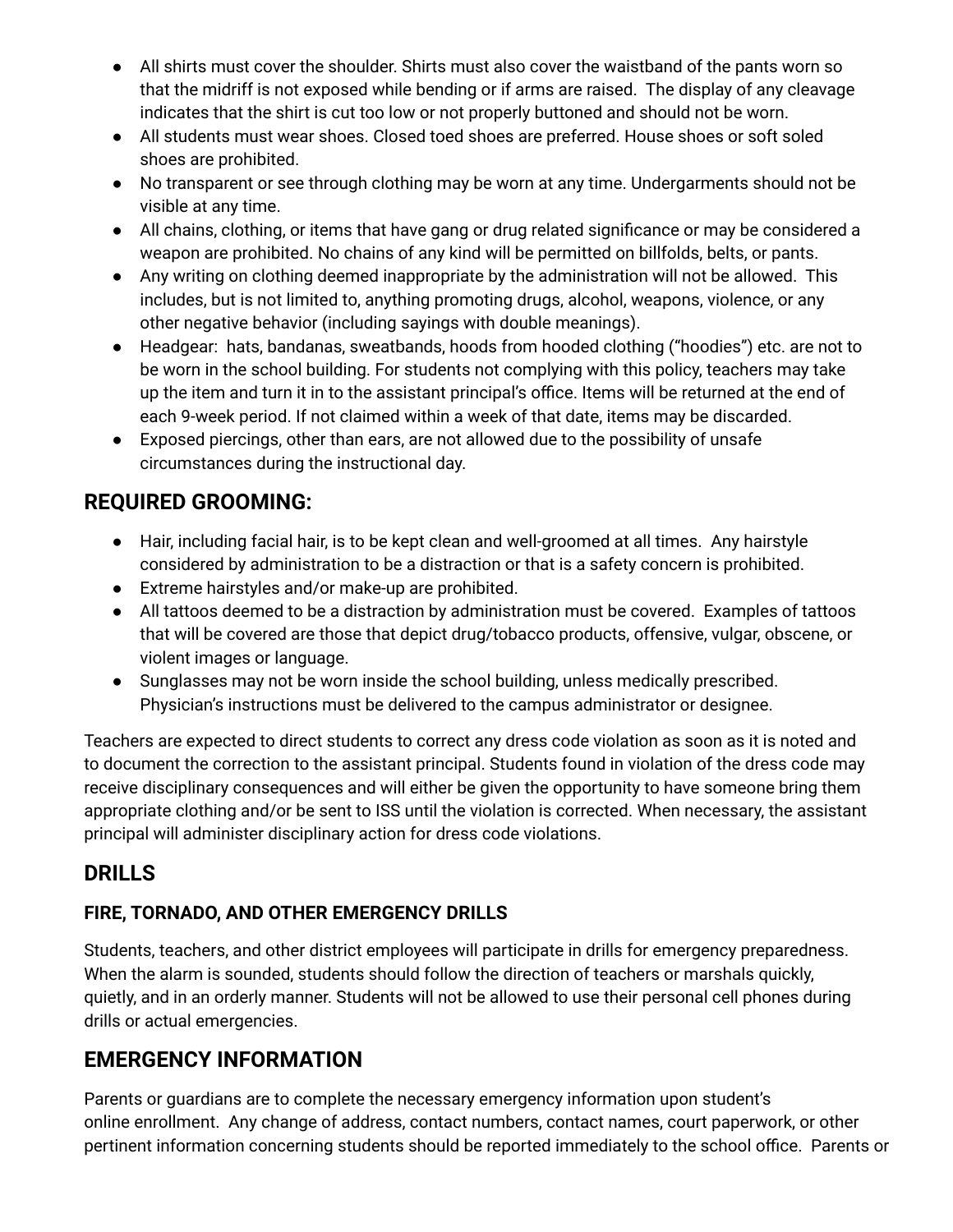- All shirts must cover the shoulder. Shirts must also cover the waistband of the pants worn so that the midriff is not exposed while bending or if arms are raised. The display of any cleavage indicates that the shirt is cut too low or not properly buttoned and should not be worn.
- All students must wear shoes. Closed toed shoes are preferred. House shoes or soft soled shoes are prohibited.
- No transparent or see through clothing may be worn at any time. Undergarments should not be visible at any time.
- All chains, clothing, or items that have gang or drug related significance or may be considered a weapon are prohibited. No chains of any kind will be permitted on billfolds, belts, or pants.
- Any writing on clothing deemed inappropriate by the administration will not be allowed. This includes, but is not limited to, anything promoting drugs, alcohol, weapons, violence, or any other negative behavior (including sayings with double meanings).
- Headgear: hats, bandanas, sweatbands, hoods from hooded clothing ("hoodies") etc. are not to be worn in the school building. For students not complying with this policy, teachers may take up the item and turn it in to the assistant principal's office. Items will be returned at the end of each 9-week period. If not claimed within a week of that date, items may be discarded.
- Exposed piercings, other than ears, are not allowed due to the possibility of unsafe circumstances during the instructional day.

## REQUIRED GROOMING:

- Hair, including facial hair, is to be kept clean and well-groomed at all times. Any hairstyle considered by administration to be a distraction or that is a safety concern is prohibited.
- Extreme hairstyles and/or make-up are prohibited.
- All tattoos deemed to be a distraction by administration must be covered. Examples of tattoos that will be covered are those that depict drug/tobacco products, offensive, vulgar, obscene, or violent images or language.
- Sunglasses may not be worn inside the school building, unless medically prescribed. Physician's instructions must be delivered to the campus administrator or designee.

Teachers are expected to direct students to correct any dress code violation as soon as it is noted and to document the correction to the assistant principal. Students found in violation of the dress code may receive disciplinary consequences and will either be given the opportunity to have someone bring them appropriate clothing and/or be sent to ISS until the violation is corrected. When necessary, the assistant principal will administer disciplinary action for dress code violations.

## DRILLS

### FIRE, TORNADO, AND OTHER EMERGENCY DRILLS

Students, teachers, and other district employees will participate in drills for emergency preparedness. When the alarm is sounded, students should follow the direction of teachers or marshals quickly, quietly, and in an orderly manner. Students will not be allowed to use their personal cell phones during drills or actual emergencies.

## EMERGENCY INFORMATION

Parents or guardians are to complete the necessary emergency information upon student's online enrollment. Any change of address, contact numbers, contact names, court paperwork, or other pertinent information concerning students should be reported immediately to the school office. Parents or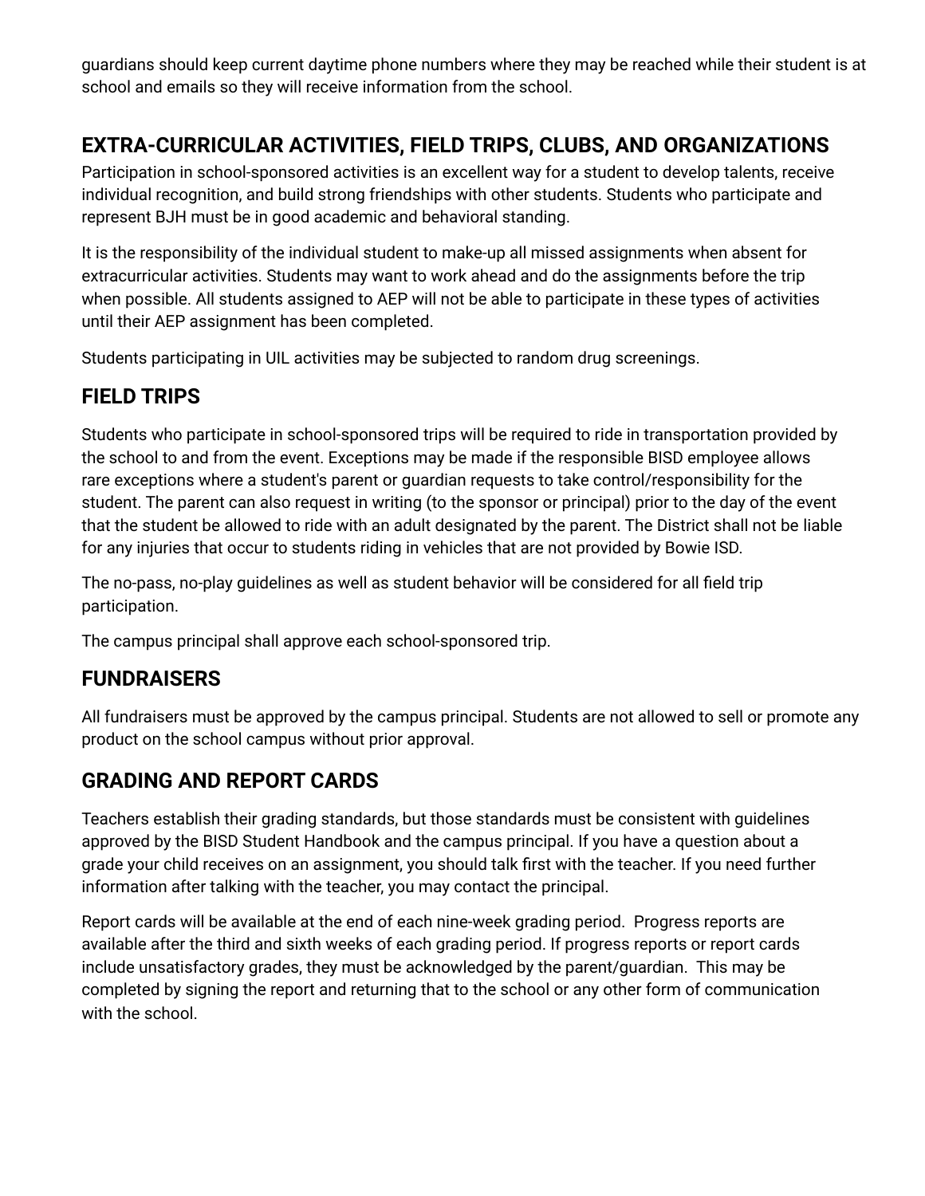guardians should keep current daytime phone numbers where they may be reached while their student is at school and emails so they will receive information from the school.

## EXTRA-CURRICULAR ACTIVITIES, FIELD TRIPS, CLUBS, AND ORGANIZATIONS

Participation in school-sponsored activities is an excellent way for a student to develop talents, receive individual recognition, and build strong friendships with other students. Students who participate and represent BJH must be in good academic and behavioral standing.

It is the responsibility of the individual student to make-up all missed assignments when absent for extracurricular activities. Students may want to work ahead and do the assignments before the trip when possible. All students assigned to AEP will not be able to participate in these types of activities until their AEP assignment has been completed.

Students participating in UIL activities may be subjected to random drug screenings.

## FIELD TRIPS

Students who participate in school-sponsored trips will be required to ride in transportation provided by the school to and from the event. Exceptions may be made if the responsible BISD employee allows rare exceptions where a student's parent or guardian requests to take control/responsibility for the student. The parent can also request in writing (to the sponsor or principal) prior to the day of the event that the student be allowed to ride with an adult designated by the parent. The District shall not be liable for any injuries that occur to students riding in vehicles that are not provided by Bowie ISD.

The no-pass, no-play guidelines as well as student behavior will be considered for all field trip participation.

The campus principal shall approve each school-sponsored trip.

## FUNDRAISERS

All fundraisers must be approved by the campus principal. Students are not allowed to sell or promote any product on the school campus without prior approval.

## GRADING AND REPORT CARDS

Teachers establish their grading standards, but those standards must be consistent with guidelines approved by the BISD Student Handbook and the campus principal. If you have a question about a grade your child receives on an assignment, you should talk first with the teacher. If you need further information after talking with the teacher, you may contact the principal.

Report cards will be available at the end of each nine-week grading period. Progress reports are available after the third and sixth weeks of each grading period. If progress reports or report cards include unsatisfactory grades, they must be acknowledged by the parent/guardian. This may be completed by signing the report and returning that to the school or any other form of communication with the school.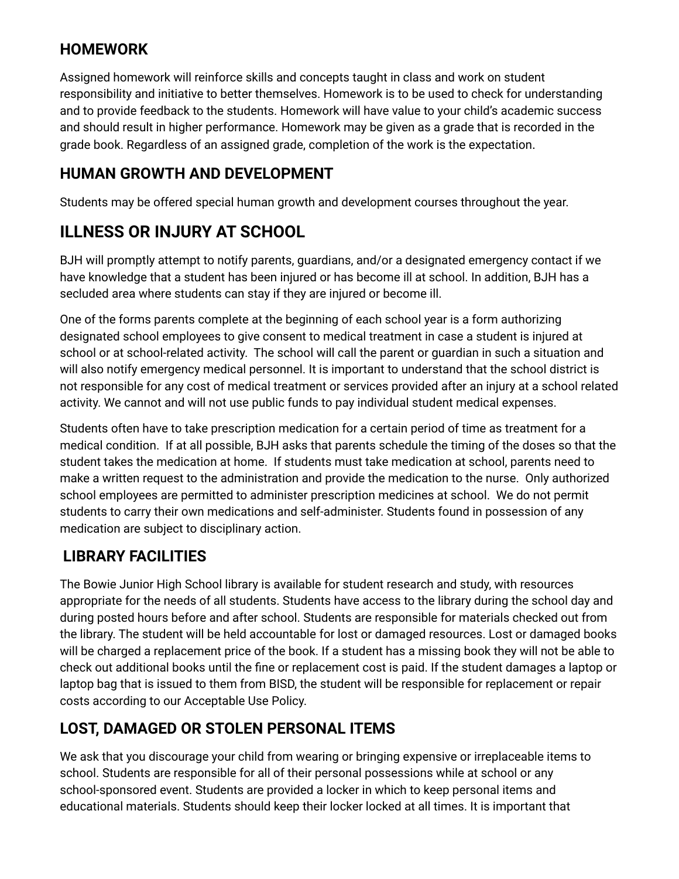## HOMEWORK

Assigned homework will reinforce skills and concepts taught in class and work on student responsibility and initiative to better themselves. Homework is to be used to check for understanding and to provide feedback to the students. Homework will have value to your child's academic success and should result in higher performance. Homework may be given as a grade that is recorded in the grade book. Regardless of an assigned grade, completion of the work is the expectation.

## HUMAN GROWTH AND DEVELOPMENT

Students may be offered special human growth and development courses throughout the year.

## ILLNESS OR INJURY AT SCHOOL

BJH will promptly attempt to notify parents, guardians, and/or a designated emergency contact if we have knowledge that a student has been injured or has become ill at school. In addition, BJH has a secluded area where students can stay if they are injured or become ill.

One of the forms parents complete at the beginning of each school year is a form authorizing designated school employees to give consent to medical treatment in case a student is injured at school or at school-related activity. The school will call the parent or guardian in such a situation and will also notify emergency medical personnel. It is important to understand that the school district is not responsible for any cost of medical treatment or services provided after an injury at a school related activity. We cannot and will not use public funds to pay individual student medical expenses.

Students often have to take prescription medication for a certain period of time as treatment for a medical condition. If at all possible, BJH asks that parents schedule the timing of the doses so that the student takes the medication at home. If students must take medication at school, parents need to make a written request to the administration and provide the medication to the nurse. Only authorized school employees are permitted to administer prescription medicines at school. We do not permit students to carry their own medications and self-administer. Students found in possession of any medication are subject to disciplinary action.

## LIBRARY FACILITIES

The Bowie Junior High School library is available for student research and study, with resources appropriate for the needs of all students. Students have access to the library during the school day and during posted hours before and after school. Students are responsible for materials checked out from the library. The student will be held accountable for lost or damaged resources. Lost or damaged books will be charged a replacement price of the book. If a student has a missing book they will not be able to check out additional books until the fine or replacement cost is paid. If the student damages a laptop or laptop bag that is issued to them from BISD, the student will be responsible for replacement or repair costs according to our Acceptable Use Policy.

## LOST, DAMAGED OR STOLEN PERSONAL ITEMS

We ask that you discourage your child from wearing or bringing expensive or irreplaceable items to school. Students are responsible for all of their personal possessions while at school or any school-sponsored event. Students are provided a locker in which to keep personal items and educational materials. Students should keep their locker locked at all times. It is important that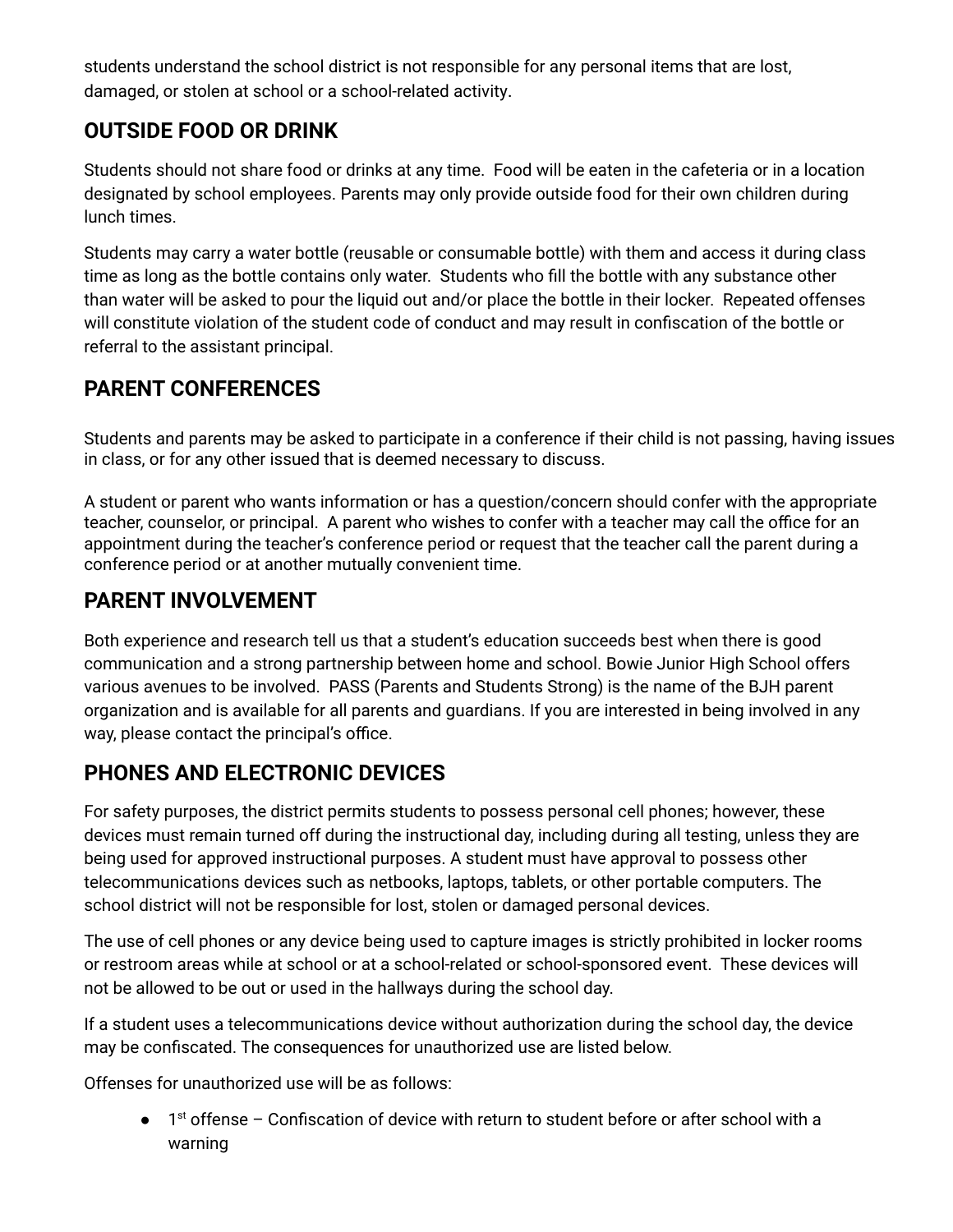students understand the school district is not responsible for any personal items that are lost, damaged, or stolen at school or a school-related activity.

## OUTSIDE FOOD OR DRINK

Students should not share food or drinks at any time. Food will be eaten in the cafeteria or in a location designated by school employees. Parents may only provide outside food for their own children during lunch times.

Students may carry a water bottle (reusable or consumable bottle) with them and access it during class time as long as the bottle contains only water. Students who fill the bottle with any substance other than water will be asked to pour the liquid out and/or place the bottle in their locker. Repeated offenses will constitute violation of the student code of conduct and may result in confiscation of the bottle or referral to the assistant principal.

## PARENT CONFERENCES

Students and parents may be asked to participate in a conference if their child is not passing, having issues in class, or for any other issued that is deemed necessary to discuss.

A student or parent who wants information or has a question/concern should confer with the appropriate teacher, counselor, or principal. A parent who wishes to confer with a teacher may call the office for an appointment during the teacher's conference period or request that the teacher call the parent during a conference period or at another mutually convenient time.

## PARENT INVOLVEMENT

Both experience and research tell us that a student's education succeeds best when there is good communication and a strong partnership between home and school. Bowie Junior High School offers various avenues to be involved. PASS (Parents and Students Strong) is the name of the BJH parent organization and is available for all parents and guardians. If you are interested in being involved in any way, please contact the principal's office.

## PHONES AND ELECTRONIC DEVICES

For safety purposes, the district permits students to possess personal cell phones; however, these devices must remain turned off during the instructional day, including during all testing, unless they are being used for approved instructional purposes. A student must have approval to possess other telecommunications devices such as netbooks, laptops, tablets, or other portable computers. The school district will not be responsible for lost, stolen or damaged personal devices.

The use of cell phones or any device being used to capture images is strictly prohibited in locker rooms or restroom areas while at school or at a school-related or school-sponsored event. These devices will not be allowed to be out or used in the hallways during the school day.

If a student uses a telecommunications device without authorization during the school day, the device may be confiscated. The consequences for unauthorized use are listed below.

Offenses for unauthorized use will be as follows:

- 1st offense – Confiscation of device with return to student before or after school with a warning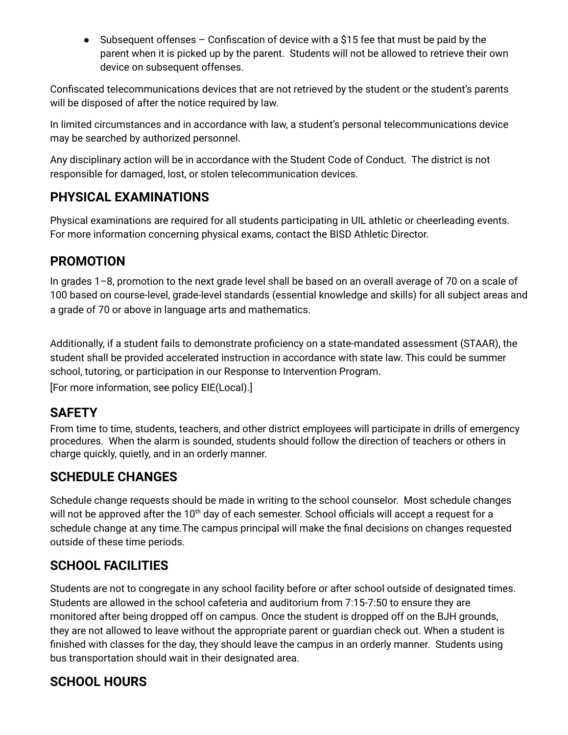- Subsequent offenses – Confiscation of device with a $15 fee that must be paid by the parent when it is picked up by the parent. Students will not be allowed to retrieve their own device on subsequent offenses.

Confiscated telecommunications devices that are not retrieved by the student or the student's parents will be disposed of after the notice required by law.

In limited circumstances and in accordance with law, a student's personal telecommunications device may be searched by authorized personnel.

Any disciplinary action will be in accordance with the Student Code of Conduct. The district is not responsible for damaged, lost, or stolen telecommunication devices.

## PHYSICAL EXAMINATIONS

Physical examinations are required for all students participating in UIL athletic or cheerleading events. For more information concerning physical exams, contact the BISD Athletic Director.

## PROMOTION

In grades 1–8, promotion to the next grade level shall be based on an overall average of 70 on a scale of 100 based on course-level, grade-level standards (essential knowledge and skills) for all subject areas and a grade of 70 or above in language arts and mathematics.

Additionally, if a student fails to demonstrate proficiency on a state-mandated assessment (STAAR), the student shall be provided accelerated instruction in accordance with state law. This could be summer school, tutoring, or participation in our Response to Intervention Program.

[For more information, see policy EIE(Local).]

## SAFETY

From time to time, students, teachers, and other district employees will participate in drills of emergency procedures. When the alarm is sounded, students should follow the direction of teachers or others in charge quickly, quietly, and in an orderly manner.

## SCHEDULE CHANGES

Schedule change requests should be made in writing to the school counselor. Most schedule changes will not be approved after the 10th day of each semester. School officials will accept a request for a schedule change at any time.The campus principal will make the final decisions on changes requested outside of these time periods.

## SCHOOL FACILITIES

Students are not to congregate in any school facility before or after school outside of designated times. Students are allowed in the school cafeteria and auditorium from 7:15-7:50 to ensure they are monitored after being dropped off on campus. Once the student is dropped off on the BJH grounds, they are not allowed to leave without the appropriate parent or guardian check out. When a student is finished with classes for the day, they should leave the campus in an orderly manner. Students using bus transportation should wait in their designated area.

## SCHOOL HOURS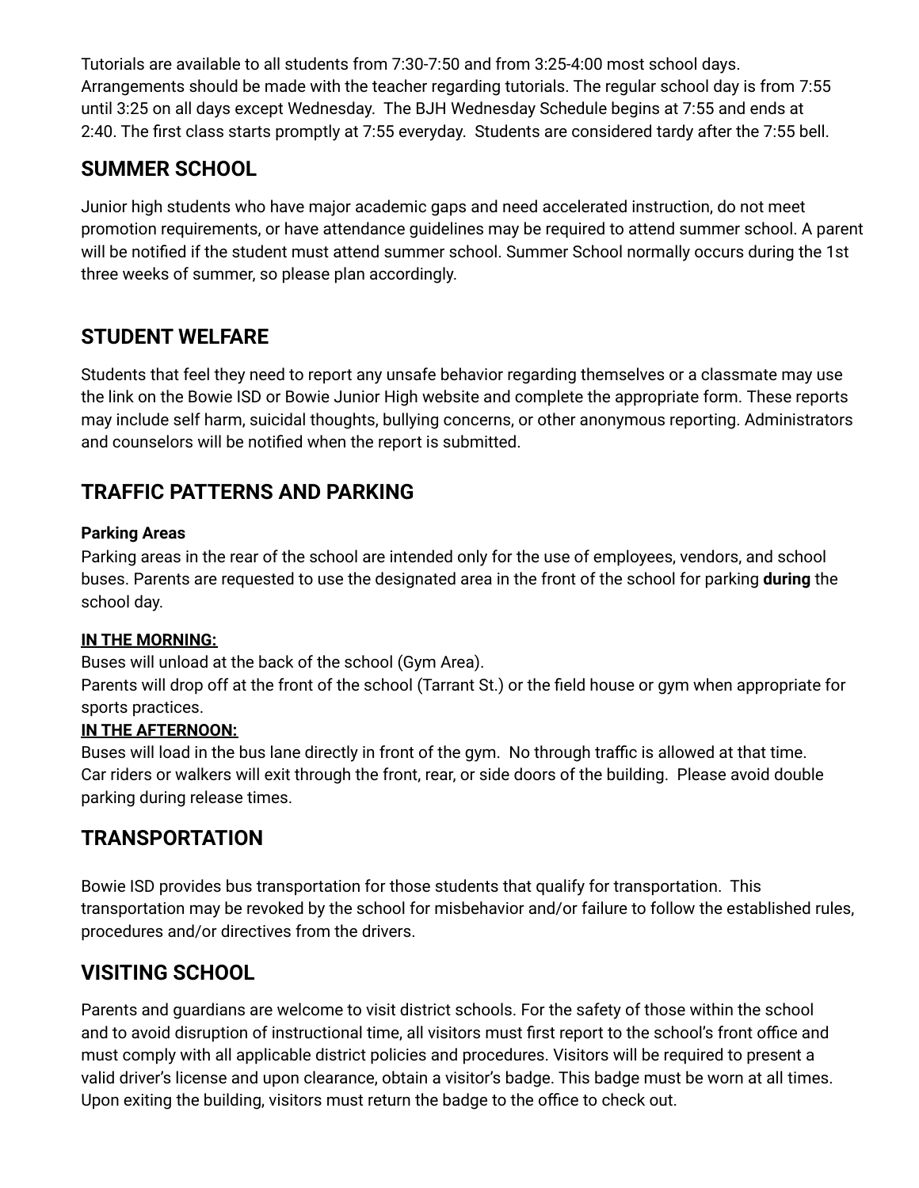Tutorials are available to all students from 7:30-7:50 and from 3:25-4:00 most school days. Arrangements should be made with the teacher regarding tutorials. The regular school day is from 7:55 until 3:25 on all days except Wednesday. The BJH Wednesday Schedule begins at 7:55 and ends at 2:40. The first class starts promptly at 7:55 everyday. Students are considered tardy after the 7:55 bell.

## SUMMER SCHOOL

Junior high students who have major academic gaps and need accelerated instruction, do not meet promotion requirements, or have attendance guidelines may be required to attend summer school. A parent will be notified if the student must attend summer school. Summer School normally occurs during the 1st three weeks of summer, so please plan accordingly.

## STUDENT WELFARE

Students that feel they need to report any unsafe behavior regarding themselves or a classmate may use the link on the Bowie ISD or Bowie Junior High website and complete the appropriate form. These reports may include self harm, suicidal thoughts, bullying concerns, or other anonymous reporting. Administrators and counselors will be notified when the report is submitted.

## TRAFFIC PATTERNS AND PARKING

**Parking Areas**

Parking areas in the rear of the school are intended only for the use of employees, vendors, and school buses. Parents are requested to use the designated area in the front of the school for parking **during** the school day.

**IN THE MORNING:**

Buses will unload at the back of the school (Gym Area).

Parents will drop off at the front of the school (Tarrant St.) or the field house or gym when appropriate for sports practices.

**IN THE AFTERNOON:**

Buses will load in the bus lane directly in front of the gym. No through traffic is allowed at that time.

Car riders or walkers will exit through the front, rear, or side doors of the building. Please avoid double parking during release times.

## TRANSPORTATION

Bowie ISD provides bus transportation for those students that qualify for transportation. This transportation may be revoked by the school for misbehavior and/or failure to follow the established rules, procedures and/or directives from the drivers.

## VISITING SCHOOL

Parents and guardians are welcome to visit district schools. For the safety of those within the school and to avoid disruption of instructional time, all visitors must first report to the school's front office and must comply with all applicable district policies and procedures. Visitors will be required to present a valid driver's license and upon clearance, obtain a visitor's badge. This badge must be worn at all times. Upon exiting the building, visitors must return the badge to the office to check out.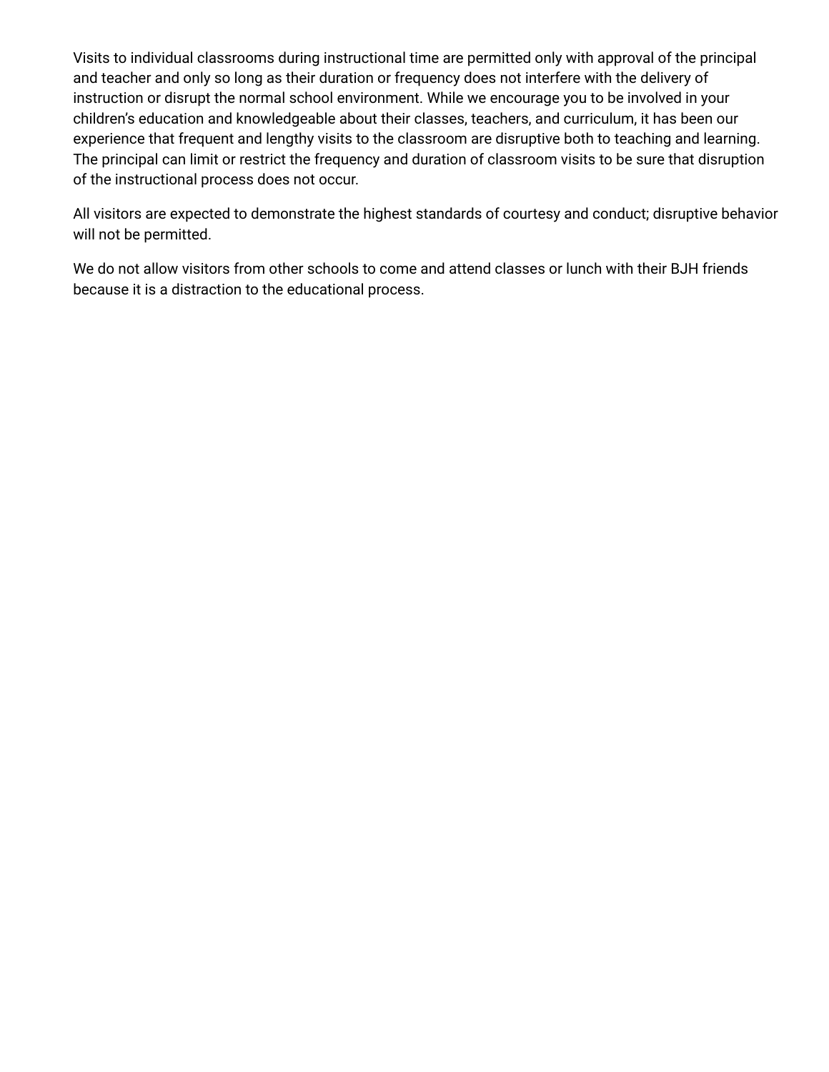Visits to individual classrooms during instructional time are permitted only with approval of the principal and teacher and only so long as their duration or frequency does not interfere with the delivery of instruction or disrupt the normal school environment. While we encourage you to be involved in your children's education and knowledgeable about their classes, teachers, and curriculum, it has been our experience that frequent and lengthy visits to the classroom are disruptive both to teaching and learning. The principal can limit or restrict the frequency and duration of classroom visits to be sure that disruption of the instructional process does not occur.

All visitors are expected to demonstrate the highest standards of courtesy and conduct; disruptive behavior will not be permitted.

We do not allow visitors from other schools to come and attend classes or lunch with their BJH friends because it is a distraction to the educational process.